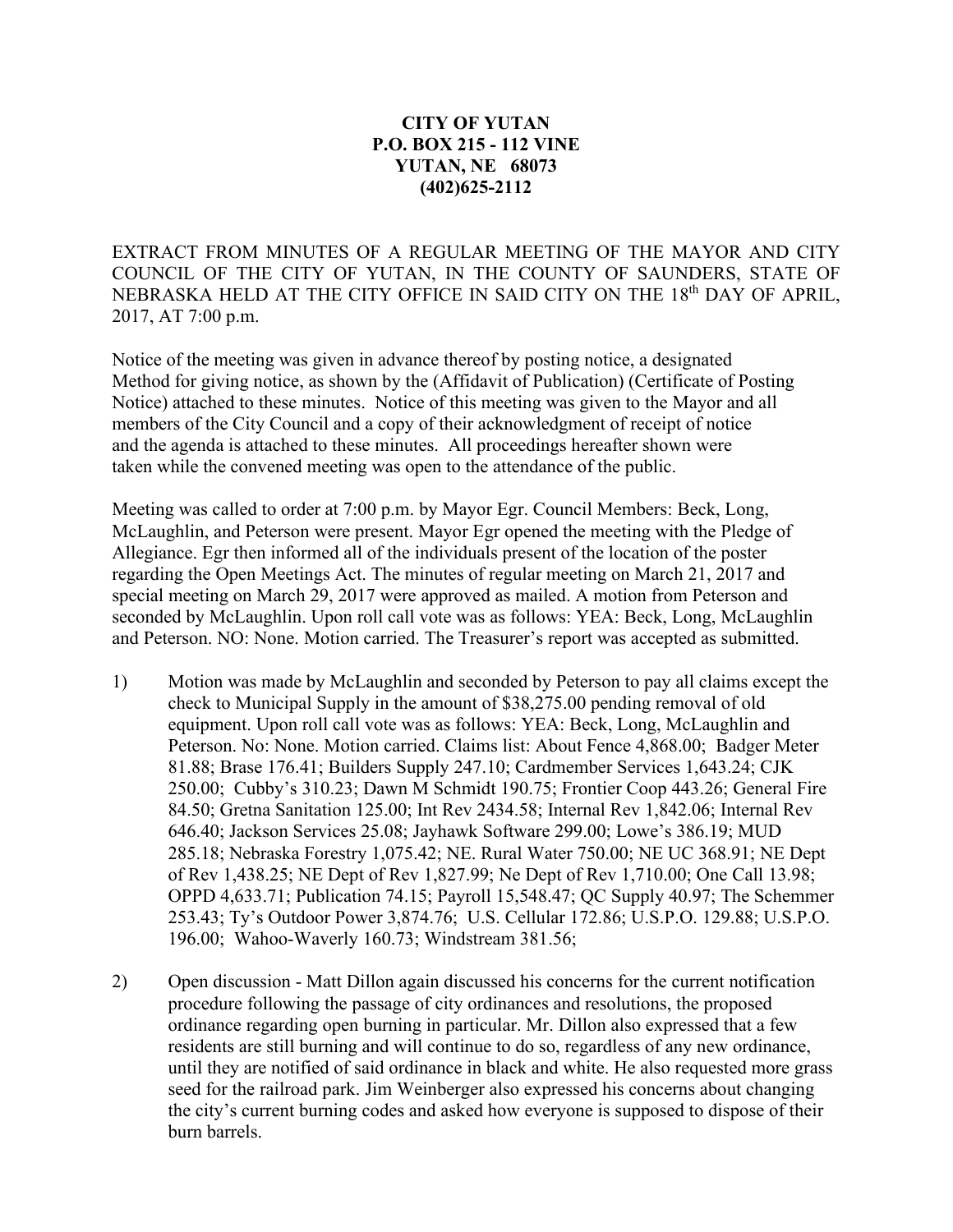**CITY OF YUTAN**
**P.O. BOX 215 - 112 VINE**
**YUTAN, NE 68073**
**(402)625-2112**

EXTRACT FROM MINUTES OF A REGULAR MEETING OF THE MAYOR AND CITY COUNCIL OF THE CITY OF YUTAN, IN THE COUNTY OF SAUNDERS, STATE OF NEBRASKA HELD AT THE CITY OFFICE IN SAID CITY ON THE 18th DAY OF APRIL, 2017, AT 7:00 p.m.

Notice of the meeting was given in advance thereof by posting notice, a designated Method for giving notice, as shown by the (Affidavit of Publication) (Certificate of Posting Notice) attached to these minutes. Notice of this meeting was given to the Mayor and all members of the City Council and a copy of their acknowledgment of receipt of notice and the agenda is attached to these minutes. All proceedings hereafter shown were taken while the convened meeting was open to the attendance of the public.

Meeting was called to order at 7:00 p.m. by Mayor Egr. Council Members: Beck, Long, McLaughlin, and Peterson were present. Mayor Egr opened the meeting with the Pledge of Allegiance. Egr then informed all of the individuals present of the location of the poster regarding the Open Meetings Act. The minutes of regular meeting on March 21, 2017 and special meeting on March 29, 2017 were approved as mailed. A motion from Peterson and seconded by McLaughlin. Upon roll call vote was as follows: YEA: Beck, Long, McLaughlin and Peterson. NO: None. Motion carried. The Treasurer's report was accepted as submitted.

1) Motion was made by McLaughlin and seconded by Peterson to pay all claims except the check to Municipal Supply in the amount of $38,275.00 pending removal of old equipment. Upon roll call vote was as follows: YEA: Beck, Long, McLaughlin and Peterson. No: None. Motion carried. Claims list: About Fence 4,868.00; Badger Meter 81.88; Brase 176.41; Builders Supply 247.10; Cardmember Services 1,643.24; CJK 250.00; Cubby's 310.23; Dawn M Schmidt 190.75; Frontier Coop 443.26; General Fire 84.50; Gretna Sanitation 125.00; Int Rev 2434.58; Internal Rev 1,842.06; Internal Rev 646.40; Jackson Services 25.08; Jayhawk Software 299.00; Lowe's 386.19; MUD 285.18; Nebraska Forestry 1,075.42; NE. Rural Water 750.00; NE UC 368.91; NE Dept of Rev 1,438.25; NE Dept of Rev 1,827.99; Ne Dept of Rev 1,710.00; One Call 13.98; OPPD 4,633.71; Publication 74.15; Payroll 15,548.47; QC Supply 40.97; The Schemmer 253.43; Ty's Outdoor Power 3,874.76; U.S. Cellular 172.86; U.S.P.O. 129.88; U.S.P.O. 196.00; Wahoo-Waverly 160.73; Windstream 381.56;

2) Open discussion - Matt Dillon again discussed his concerns for the current notification procedure following the passage of city ordinances and resolutions, the proposed ordinance regarding open burning in particular. Mr. Dillon also expressed that a few residents are still burning and will continue to do so, regardless of any new ordinance, until they are notified of said ordinance in black and white. He also requested more grass seed for the railroad park. Jim Weinberger also expressed his concerns about changing the city's current burning codes and asked how everyone is supposed to dispose of their burn barrels.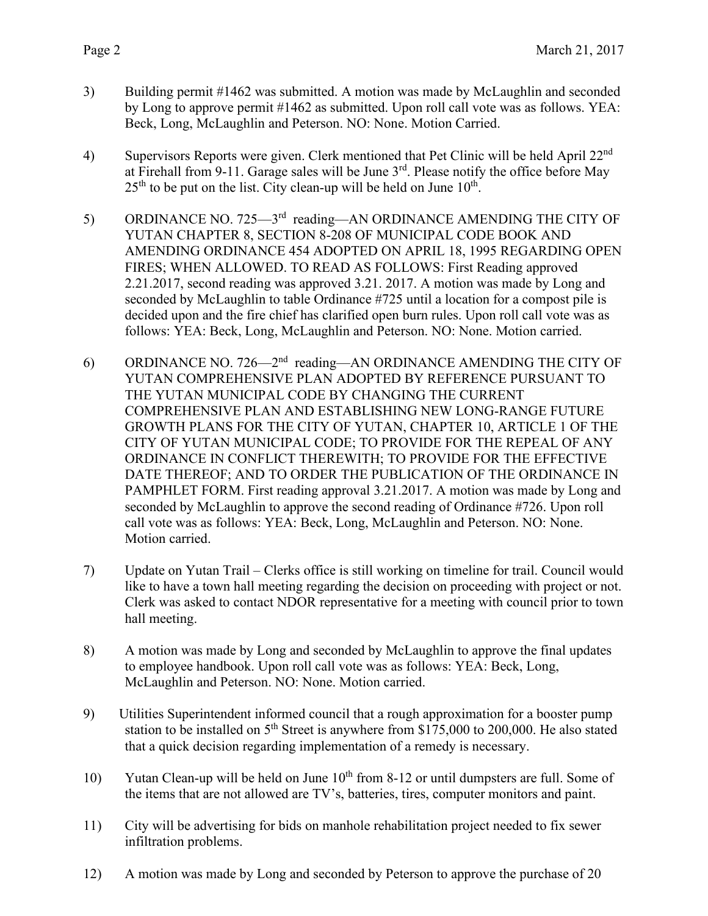3) Building permit #1462 was submitted. A motion was made by McLaughlin and seconded by Long to approve permit #1462 as submitted. Upon roll call vote was as follows. YEA: Beck, Long, McLaughlin and Peterson. NO: None. Motion Carried.

4) Supervisors Reports were given. Clerk mentioned that Pet Clinic will be held April 22nd at Firehall from 9-11. Garage sales will be June 3rd. Please notify the office before May 25th to be put on the list. City clean-up will be held on June 10th.

5) ORDINANCE NO. 725—3rd reading—AN ORDINANCE AMENDING THE CITY OF YUTAN CHAPTER 8, SECTION 8-208 OF MUNICIPAL CODE BOOK AND AMENDING ORDINANCE 454 ADOPTED ON APRIL 18, 1995 REGARDING OPEN FIRES; WHEN ALLOWED. TO READ AS FOLLOWS: First Reading approved 2.21.2017, second reading was approved 3.21. 2017. A motion was made by Long and seconded by McLaughlin to table Ordinance #725 until a location for a compost pile is decided upon and the fire chief has clarified open burn rules. Upon roll call vote was as follows: YEA: Beck, Long, McLaughlin and Peterson. NO: None. Motion carried.

6) ORDINANCE NO. 726—2nd reading—AN ORDINANCE AMENDING THE CITY OF YUTAN COMPREHENSIVE PLAN ADOPTED BY REFERENCE PURSUANT TO THE YUTAN MUNICIPAL CODE BY CHANGING THE CURRENT COMPREHENSIVE PLAN AND ESTABLISHING NEW LONG-RANGE FUTURE GROWTH PLANS FOR THE CITY OF YUTAN, CHAPTER 10, ARTICLE 1 OF THE CITY OF YUTAN MUNICIPAL CODE; TO PROVIDE FOR THE REPEAL OF ANY ORDINANCE IN CONFLICT THEREWITH; TO PROVIDE FOR THE EFFECTIVE DATE THEREOF; AND TO ORDER THE PUBLICATION OF THE ORDINANCE IN PAMPHLET FORM. First reading approval 3.21.2017. A motion was made by Long and seconded by McLaughlin to approve the second reading of Ordinance #726. Upon roll call vote was as follows: YEA: Beck, Long, McLaughlin and Peterson. NO: None. Motion carried.

7) Update on Yutan Trail – Clerks office is still working on timeline for trail. Council would like to have a town hall meeting regarding the decision on proceeding with project or not. Clerk was asked to contact NDOR representative for a meeting with council prior to town hall meeting.

8) A motion was made by Long and seconded by McLaughlin to approve the final updates to employee handbook. Upon roll call vote was as follows: YEA: Beck, Long, McLaughlin and Peterson. NO: None. Motion carried.

9) Utilities Superintendent informed council that a rough approximation for a booster pump station to be installed on 5th Street is anywhere from $175,000 to 200,000. He also stated that a quick decision regarding implementation of a remedy is necessary.

10) Yutan Clean-up will be held on June 10th from 8-12 or until dumpsters are full. Some of the items that are not allowed are TV's, batteries, tires, computer monitors and paint.

11) City will be advertising for bids on manhole rehabilitation project needed to fix sewer infiltration problems.

12) A motion was made by Long and seconded by Peterson to approve the purchase of 20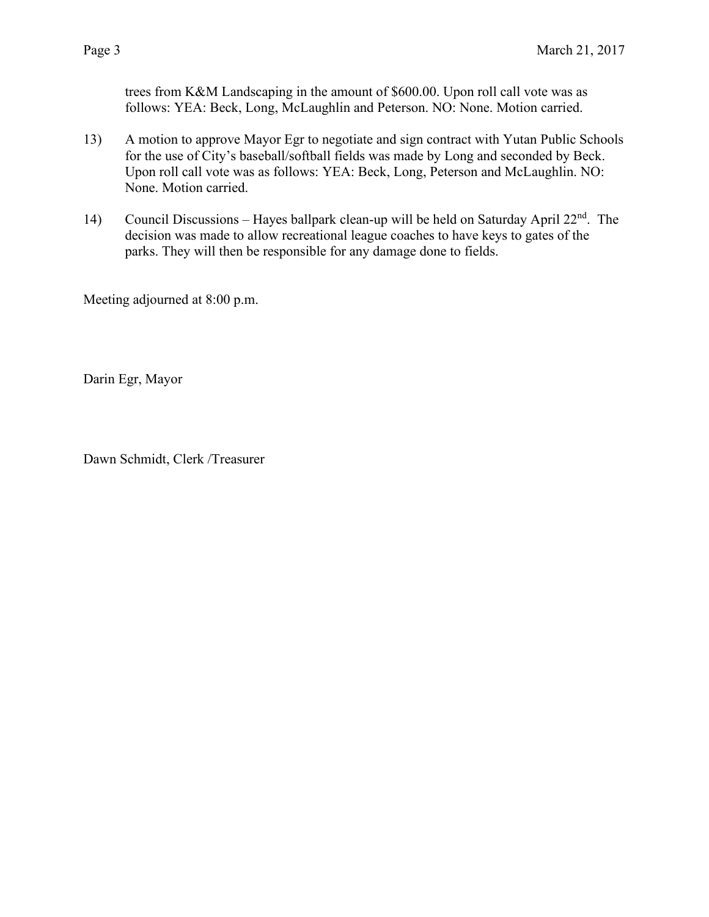trees from K&M Landscaping in the amount of $600.00. Upon roll call vote was as follows: YEA: Beck, Long, McLaughlin and Peterson. NO: None. Motion carried.

13) A motion to approve Mayor Egr to negotiate and sign contract with Yutan Public Schools for the use of City's baseball/softball fields was made by Long and seconded by Beck. Upon roll call vote was as follows: YEA: Beck, Long, Peterson and McLaughlin. NO: None. Motion carried.

14) Council Discussions – Hayes ballpark clean-up will be held on Saturday April 22nd. The decision was made to allow recreational league coaches to have keys to gates of the parks. They will then be responsible for any damage done to fields.

Meeting adjourned at 8:00 p.m.

Darin Egr, Mayor

Dawn Schmidt, Clerk /Treasurer